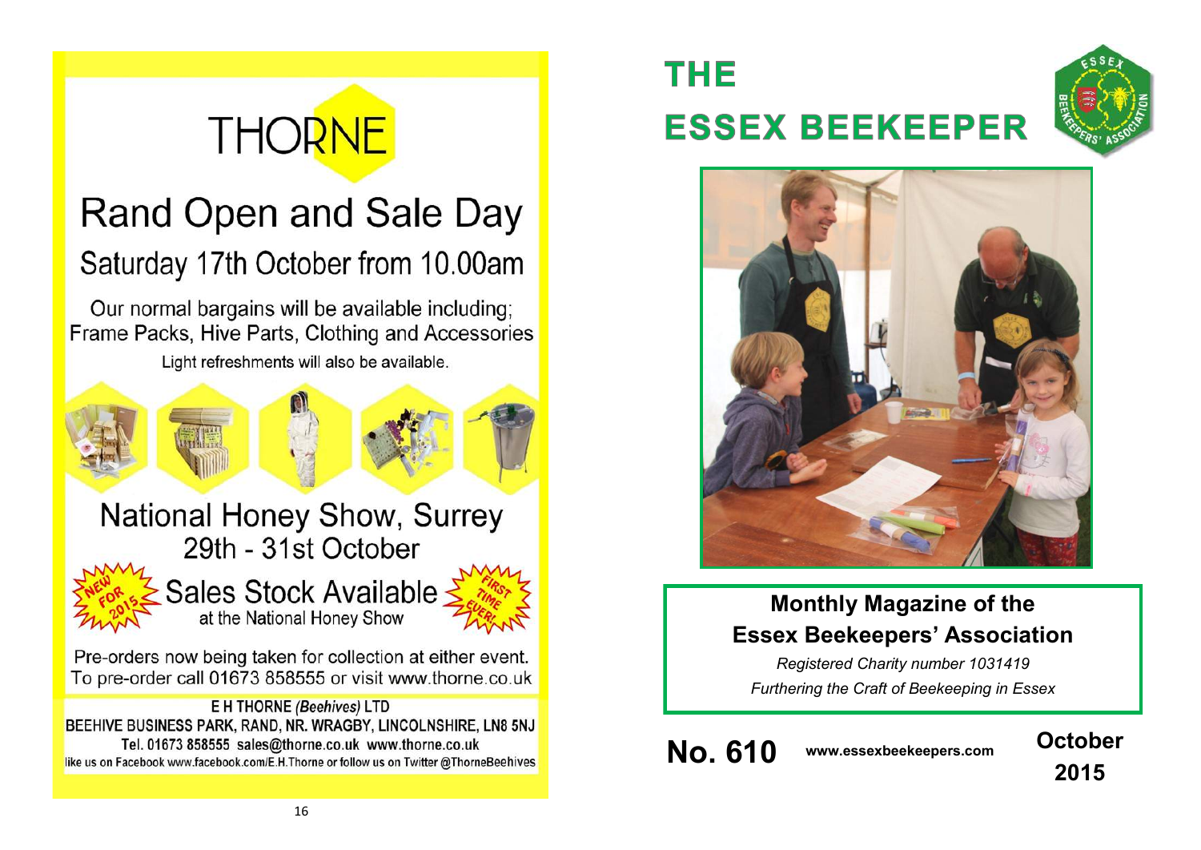# THORNE

## Rand Open and Sale Day

### Saturday 17th October from 10.00am

Our normal bargains will be available including; Frame Packs, Hive Parts, Clothing and Accessories

Light refreshments will also be available.

## National Honey Show, Surrey

### 29th - 31st October

NEW FOR 2015

**Sales Stock Available** at the National Honey Show

FIRST TIME EVER!

Pre-orders now being taken for collection at either event. To pre-order call 01673 858555 or visit www.thorne.co.uk

**E H THORNE *(Beehives)* LTD**
BEEHIVE BUSINESS PARK, RAND, NR. WRAGBY, LINCOLNSHIRE, LN8 5NJ
Tel. 01673 858555 sales@thorne.co.uk www.thorne.co.uk
like us on Facebook www.facebook.com/E.H.Thorne or follow us on Twitter @ThorneBeehives

# THE ESSEX BEEKEEPER

**Monthly Magazine of the Essex Beekeepers' Association**

*Registered Charity number 1031419*

*Furthering the Craft of Beekeeping in Essex*

**No. 610** **www.essexbeekeepers.com** **October 2015**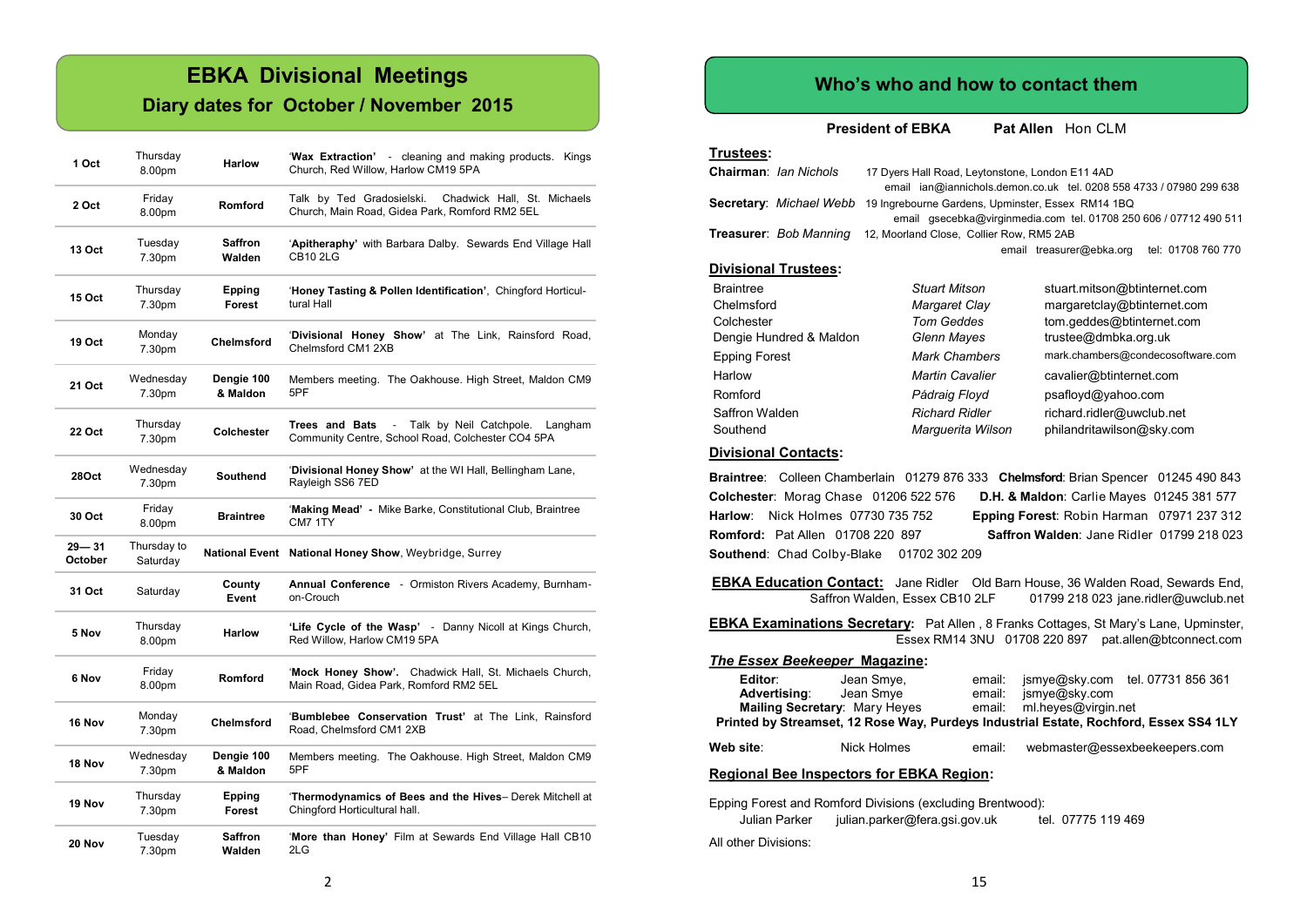# EBKA Divisional Meetings

## Diary dates for October / November 2015

| Date | Day / Time | Division | Event |
|---|---|---|---|
| 1 Oct | Thursday 8.00pm | Harlow | '**Wax Extraction**' - cleaning and making products. Kings Church, Red Willow, Harlow CM19 5PA |
| 2 Oct | Friday 8.00pm | Romford | Talk by Ted Gradosielski. Chadwick Hall, St. Michaels Church, Main Road, Gidea Park, Romford RM2 5EL |
| 13 Oct | Tuesday 7.30pm | Saffron Walden | '**Apitheraphy**' with Barbara Dalby. Sewards End Village Hall CB10 2LG |
| 15 Oct | Thursday 7.30pm | Epping Forest | '**Honey Tasting & Pollen Identification**', Chingford Horticultural Hall |
| 19 Oct | Monday 7.30pm | Chelmsford | '**Divisional Honey Show**' at The Link, Rainsford Road, Chelmsford CM1 2XB |
| 21 Oct | Wednesday 7.30pm | Dengie 100 & Maldon | Members meeting. The Oakhouse. High Street, Maldon CM9 5PF |
| 22 Oct | Thursday 7.30pm | Colchester | **Trees and Bats** - Talk by Neil Catchpole. Langham Community Centre, School Road, Colchester CO4 5PA |
| 28Oct | Wednesday 7.30pm | Southend | '**Divisional Honey Show**' at the WI Hall, Bellingham Lane, Rayleigh SS6 7ED |
| 30 Oct | Friday 8.00pm | Braintree | '**Making Mead**' - Mike Barke, Constitutional Club, Braintree CM7 1TY |
| 29— 31 October | Thursday to Saturday | National Event | **National Honey Show**, Weybridge, Surrey |
| 31 Oct | Saturday | County Event | **Annual Conference** - Ormiston Rivers Academy, Burnham-on-Crouch |
| 5 Nov | Thursday 8.00pm | Harlow | **'Life Cycle of the Wasp'** - Danny Nicoll at Kings Church, Red Willow, Harlow CM19 5PA |
| 6 Nov | Friday 8.00pm | Romford | '**Mock Honey Show**'. Chadwick Hall, St. Michaels Church, Main Road, Gidea Park, Romford RM2 5EL |
| 16 Nov | Monday 7.30pm | Chelmsford | '**Bumblebee Conservation Trust**' at The Link, Rainsford Road, Chelmsford CM1 2XB |
| 18 Nov | Wednesday 7.30pm | Dengie 100 & Maldon | Members meeting. The Oakhouse. High Street, Maldon CM9 5PF |
| 19 Nov | Thursday 7.30pm | Epping Forest | '**Thermodynamics of Bees and the Hives**– Derek Mitchell at Chingford Horticultural hall. |
| 20 Nov | Tuesday 7.30pm | Saffron Walden | '**More than Honey**' Film at Sewards End Village Hall CB10 2LG |

# Who's who and how to contact them

**President of EBKA** **Pat Allen** Hon CLM

**Trustees:**

**Chairman**: *Ian Nichols* 17 Dyers Hall Road, Leytonstone, London E11 4AD
email ian@iannichols.demon.co.uk tel. 0208 558 4733 / 07980 299 638

**Secretary**: *Michael Webb* 19 Ingrebourne Gardens, Upminster, Essex RM14 1BQ
email gsecebka@virginmedia.com tel. 01708 250 606 / 07712 490 511

**Treasurer**: *Bob Manning* 12, Moorland Close, Collier Row, RM5 2AB
email treasurer@ebka.org tel: 01708 760 770

**Divisional Trustees:**

| Division | Trustee | Email |
|---|---|---|
| Braintree | *Stuart Mitson* | stuart.mitson@btinternet.com |
| Chelmsford | *Margaret Clay* | margaretclay@btinternet.com |
| Colchester | *Tom Geddes* | tom.geddes@btinternet.com |
| Dengie Hundred & Maldon | *Glenn Mayes* | trustee@dmbka.org.uk |
| Epping Forest | *Mark Chambers* | mark.chambers@condecosoftware.com |
| Harlow | *Martin Cavalier* | cavalier@btinternet.com |
| Romford | *Pádraig Floyd* | psafloyd@yahoo.com |
| Saffron Walden | *Richard Ridler* | richard.ridler@uwclub.net |
| Southend | *Marguerita Wilson* | philandritawilson@sky.com |

**Divisional Contacts:**

**Braintree**: Colleen Chamberlain 01279 876 333 **Chelmsford**: Brian Spencer 01245 490 843
**Colchester**: Morag Chase 01206 522 576 **D.H. & Maldon**: Carlie Mayes 01245 381 577
**Harlow**: Nick Holmes 07730 735 752 **Epping Forest**: Robin Harman 07971 237 312
**Romford:** Pat Allen 01708 220 897 **Saffron Walden**: Jane Ridler 01799 218 023
**Southend**: Chad Colby-Blake 01702 302 209

**EBKA Education Contact:** Jane Ridler Old Barn House, 36 Walden Road, Sewards End, Saffron Walden, Essex CB10 2LF 01799 218 023 jane.ridler@uwclub.net

**EBKA Examinations Secretary**: Pat Allen , 8 Franks Cottages, St Mary's Lane, Upminster, Essex RM14 3NU 01708 220 897 pat.allen@btconnect.com

***The Essex Beekeeper* Magazine:**

**Editor**: Jean Smye, email: jsmye@sky.com tel. 07731 856 361
**Advertising**: Jean Smye email: jsmye@sky.com
**Mailing Secretary**: Mary Heyes email: ml.heyes@virgin.net
**Printed by Streamset, 12 Rose Way, Purdeys Industrial Estate, Rochford, Essex SS4 1LY**

**Web site**: Nick Holmes email: webmaster@essexbeekeepers.com

**Regional Bee Inspectors for EBKA Region:**

Epping Forest and Romford Divisions (excluding Brentwood):
Julian Parker julian.parker@fera.gsi.gov.uk tel. 07775 119 469

All other Divisions: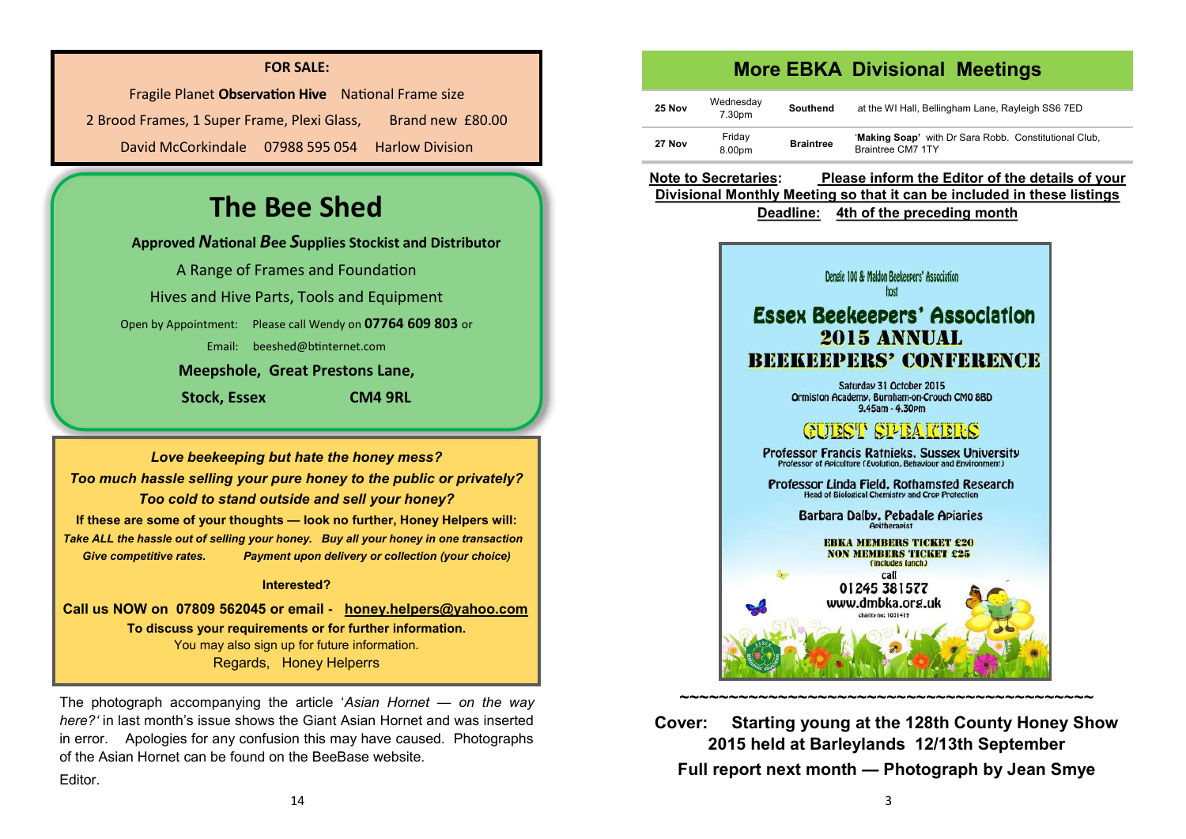**FOR SALE:**

Fragile Planet **Observation Hive** National Frame size

2 Brood Frames, 1 Super Frame, Plexi Glass, Brand new £80.00

David McCorkindale 07988 595 054 Harlow Division

# The Bee Shed

**Approved *N*ational *B*ee *S*upplies Stockist and Distributor**

A Range of Frames and Foundation

Hives and Hive Parts, Tools and Equipment

Open by Appointment: Please call Wendy on **07764 609 803** or

Email: beeshed@btinternet.com

**Meepshole, Great Prestons Lane,**

**Stock, Essex CM4 9RL**

***Love beekeeping but hate the honey mess?***

***Too much hassle selling your pure honey to the public or privately?***

***Too cold to stand outside and sell your honey?***

**If these are some of your thoughts — look no further, Honey Helpers will:**

***Take ALL the hassle out of selling your honey. Buy all your honey in one transaction***

***Give competitive rates. Payment upon delivery or collection (your choice)***

**Interested?**

**Call us NOW on 07809 562045 or email - honey.helpers@yahoo.com**

**To discuss your requirements or for further information.**

You may also sign up for future information.

Regards, Honey Helperrs

The photograph accompanying the article '*Asian Hornet — on the way here?'* in last month's issue shows the Giant Asian Hornet and was inserted in error. Apologies for any confusion this may have caused. Photographs of the Asian Hornet can be found on the BeeBase website.

Editor.

## More EBKA Divisional Meetings

| | | | |
|---|---|---|---|
| **25 Nov** | Wednesday 7.30pm | **Southend** | at the WI Hall, Bellingham Lane, Rayleigh SS6 7ED |
| **27 Nov** | Friday 8.00pm | **Braintree** | '**Making Soap**' with Dr Sara Robb. Constitutional Club, Braintree CM7 1TY |

**Note to Secretaries: Please inform the Editor of the details of your Divisional Monthly Meeting so that it can be included in these listings**

**Deadline: 4th of the preceding month**

Dengie 100 & Maldon Beekeepers' Association host

**Essex Beekeepers' Association 2015 ANNUAL BEEKEEPERS' CONFERENCE**

Saturday 31 October 2015

Ormiston Academy, Burnham-on-Crouch CM0 8BD

9.45am - 4.30pm

**GUEST SPEAKERS**

**Professor Francis Ratnieks, Sussex University**

Professor of Apiculture (Evolution, Behaviour and Environment)

**Professor Linda Field, Rothamsted Research**

Head of Biological Chemistry and Crop Protection

**Barbara Dalby, Pebadale Apiaries**

Apitherapist

**EBKA MEMBERS TICKET £20**

**NON MEMBERS TICKET £25**

(includes lunch)

call

01245 381577

www.dmbka.org.uk

charity no: 1031419

~~~~~~~~~~~~~~~~~~~~~~~~~~~~~~~~~~~~~~~~~~~

**Cover: Starting young at the 128th County Honey Show 2015 held at Barleylands 12/13th September**

**Full report next month — Photograph by Jean Smye**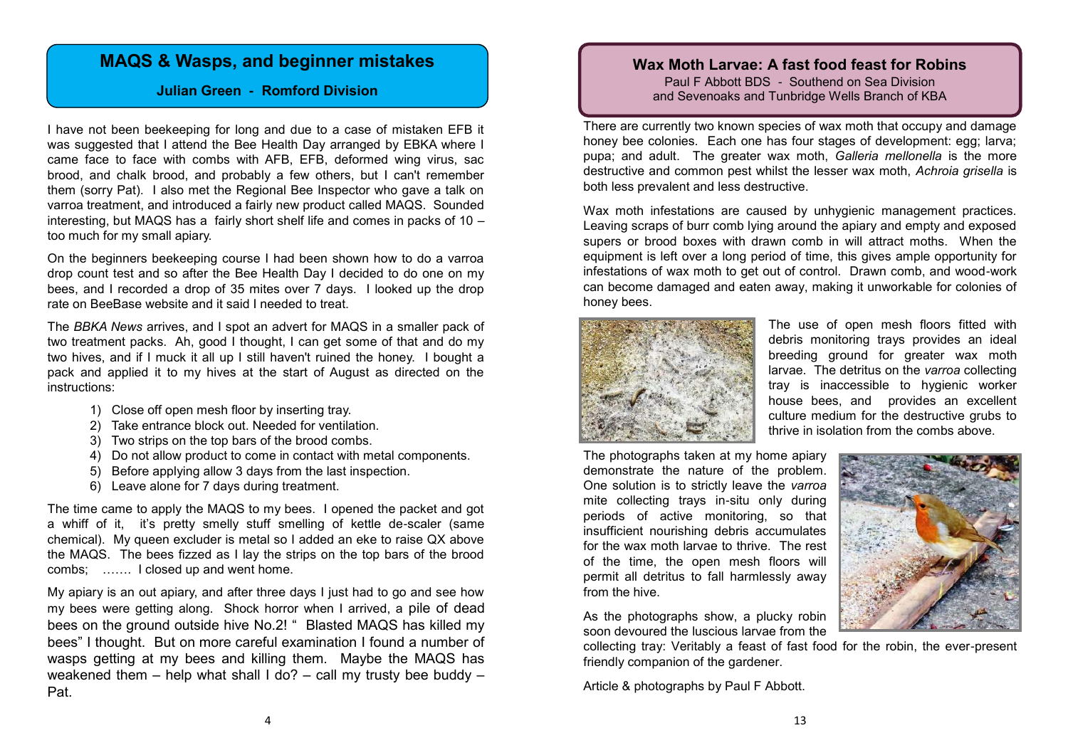## MAQS & Wasps, and beginner mistakes

**Julian Green - Romford Division**

I have not been beekeeping for long and due to a case of mistaken EFB it was suggested that I attend the Bee Health Day arranged by EBKA where I came face to face with combs with AFB, EFB, deformed wing virus, sac brood, and chalk brood, and probably a few others, but I can't remember them (sorry Pat). I also met the Regional Bee Inspector who gave a talk on varroa treatment, and introduced a fairly new product called MAQS. Sounded interesting, but MAQS has a fairly short shelf life and comes in packs of 10 – too much for my small apiary.

On the beginners beekeeping course I had been shown how to do a varroa drop count test and so after the Bee Health Day I decided to do one on my bees, and I recorded a drop of 35 mites over 7 days. I looked up the drop rate on BeeBase website and it said I needed to treat.

The *BBKA News* arrives, and I spot an advert for MAQS in a smaller pack of two treatment packs. Ah, good I thought, I can get some of that and do my two hives, and if I muck it all up I still haven't ruined the honey. I bought a pack and applied it to my hives at the start of August as directed on the instructions:

1) Close off open mesh floor by inserting tray.
2) Take entrance block out. Needed for ventilation.
3) Two strips on the top bars of the brood combs.
4) Do not allow product to come in contact with metal components.
5) Before applying allow 3 days from the last inspection.
6) Leave alone for 7 days during treatment.

The time came to apply the MAQS to my bees. I opened the packet and got a whiff of it, it's pretty smelly stuff smelling of kettle de-scaler (same chemical). My queen excluder is metal so I added an eke to raise QX above the MAQS. The bees fizzed as I lay the strips on the top bars of the brood combs; ……. I closed up and went home.

My apiary is an out apiary, and after three days I just had to go and see how my bees were getting along. Shock horror when I arrived, a pile of dead bees on the ground outside hive No.2! " Blasted MAQS has killed my bees" I thought. But on more careful examination I found a number of wasps getting at my bees and killing them. Maybe the MAQS has weakened them – help what shall I do? – call my trusty bee buddy – Pat.

## Wax Moth Larvae: A fast food feast for Robins

Paul F Abbott BDS - Southend on Sea Division
and Sevenoaks and Tunbridge Wells Branch of KBA

There are currently two known species of wax moth that occupy and damage honey bee colonies. Each one has four stages of development: egg; larva; pupa; and adult. The greater wax moth, *Galleria mellonella* is the more destructive and common pest whilst the lesser wax moth, *Achroia grisella* is both less prevalent and less destructive.

Wax moth infestations are caused by unhygienic management practices. Leaving scraps of burr comb lying around the apiary and empty and exposed supers or brood boxes with drawn comb in will attract moths. When the equipment is left over a long period of time, this gives ample opportunity for infestations of wax moth to get out of control. Drawn comb, and wood-work can become damaged and eaten away, making it unworkable for colonies of honey bees.

The use of open mesh floors fitted with debris monitoring trays provides an ideal breeding ground for greater wax moth larvae. The detritus on the *varroa* collecting tray is inaccessible to hygienic worker house bees, and provides an excellent culture medium for the destructive grubs to thrive in isolation from the combs above.

The photographs taken at my home apiary demonstrate the nature of the problem. One solution is to strictly leave the *varroa* mite collecting trays in-situ only during periods of active monitoring, so that insufficient nourishing debris accumulates for the wax moth larvae to thrive. The rest of the time, the open mesh floors will permit all detritus to fall harmlessly away from the hive.

As the photographs show, a plucky robin soon devoured the luscious larvae from the collecting tray: Veritably a feast of fast food for the robin, the ever-present friendly companion of the gardener.

Article & photographs by Paul F Abbott.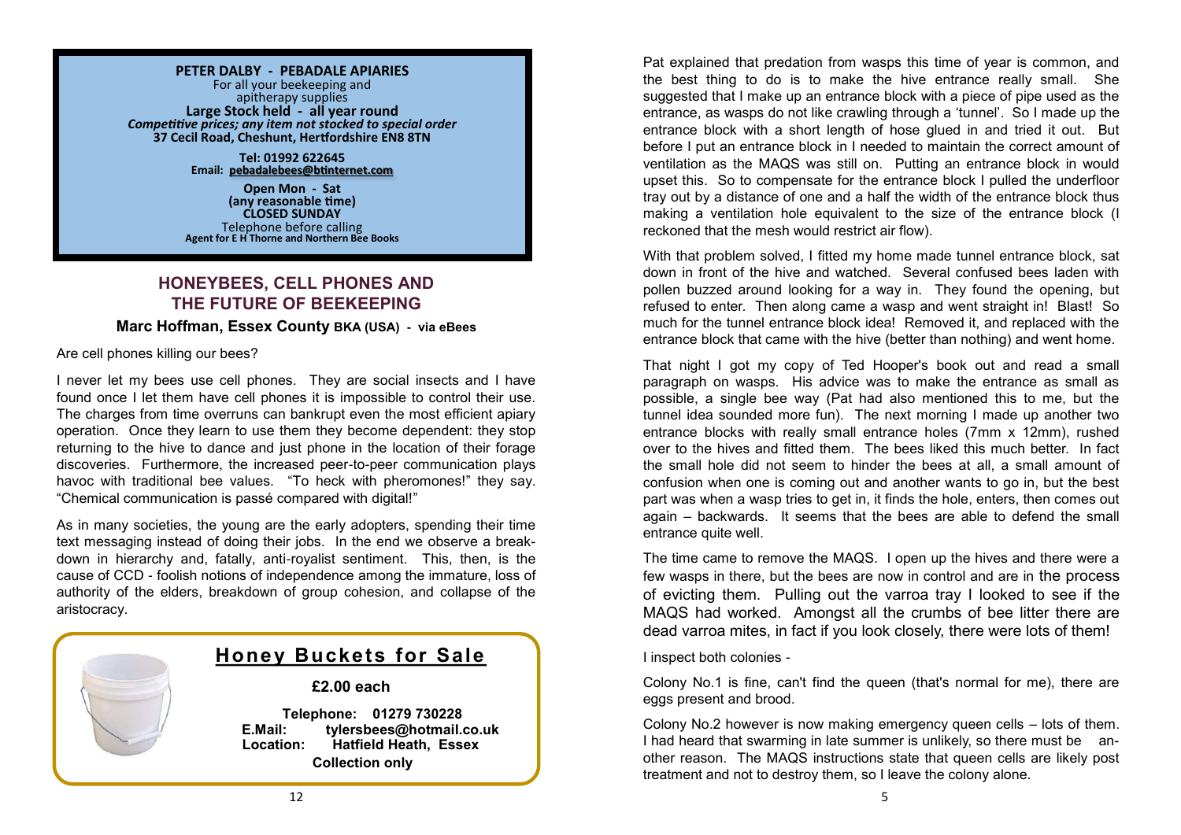**PETER DALBY - PEBADALE APIARIES**
For all your beekeeping and
apitherapy supplies
**Large Stock held - all year round**
***Competitive prices; any item not stocked to special order***
**37 Cecil Road, Cheshunt, Hertfordshire EN8 8TN**

**Tel: 01992 622645**
**Email: pebadalebees@btinternet.com**

**Open Mon - Sat**
**(any reasonable time)**
**CLOSED SUNDAY**
Telephone before calling
**Agent for E H Thorne and Northern Bee Books**

## HONEYBEES, CELL PHONES AND THE FUTURE OF BEEKEEPING

**Marc Hoffman, Essex County BKA (USA) - via eBees**

Are cell phones killing our bees?

I never let my bees use cell phones. They are social insects and I have found once I let them have cell phones it is impossible to control their use. The charges from time overruns can bankrupt even the most efficient apiary operation. Once they learn to use them they become dependent: they stop returning to the hive to dance and just phone in the location of their forage discoveries. Furthermore, the increased peer-to-peer communication plays havoc with traditional bee values. "To heck with pheromones!" they say. "Chemical communication is passé compared with digital!"

As in many societies, the young are the early adopters, spending their time text messaging instead of doing their jobs. In the end we observe a break-down in hierarchy and, fatally, anti-royalist sentiment. This, then, is the cause of CCD - foolish notions of independence among the immature, loss of authority of the elders, breakdown of group cohesion, and collapse of the aristocracy.

## Honey Buckets for Sale

**£2.00 each**

**Telephone: 01279 730228**
**E.Mail: tylersbees@hotmail.co.uk**
**Location: Hatfield Heath, Essex**
**Collection only**

Pat explained that predation from wasps this time of year is common, and the best thing to do is to make the hive entrance really small. She suggested that I make up an entrance block with a piece of pipe used as the entrance, as wasps do not like crawling through a 'tunnel'. So I made up the entrance block with a short length of hose glued in and tried it out. But before I put an entrance block in I needed to maintain the correct amount of ventilation as the MAQS was still on. Putting an entrance block in would upset this. So to compensate for the entrance block I pulled the underfloor tray out by a distance of one and a half the width of the entrance block thus making a ventilation hole equivalent to the size of the entrance block (I reckoned that the mesh would restrict air flow).

With that problem solved, I fitted my home made tunnel entrance block, sat down in front of the hive and watched. Several confused bees laden with pollen buzzed around looking for a way in. They found the opening, but refused to enter. Then along came a wasp and went straight in! Blast! So much for the tunnel entrance block idea! Removed it, and replaced with the entrance block that came with the hive (better than nothing) and went home.

That night I got my copy of Ted Hooper's book out and read a small paragraph on wasps. His advice was to make the entrance as small as possible, a single bee way (Pat had also mentioned this to me, but the tunnel idea sounded more fun). The next morning I made up another two entrance blocks with really small entrance holes (7mm x 12mm), rushed over to the hives and fitted them. The bees liked this much better. In fact the small hole did not seem to hinder the bees at all, a small amount of confusion when one is coming out and another wants to go in, but the best part was when a wasp tries to get in, it finds the hole, enters, then comes out again – backwards. It seems that the bees are able to defend the small entrance quite well.

The time came to remove the MAQS. I open up the hives and there were a few wasps in there, but the bees are now in control and are in the process of evicting them. Pulling out the varroa tray I looked to see if the MAQS had worked. Amongst all the crumbs of bee litter there are dead varroa mites, in fact if you look closely, there were lots of them!

I inspect both colonies -

Colony No.1 is fine, can't find the queen (that's normal for me), there are eggs present and brood.

Colony No.2 however is now making emergency queen cells – lots of them. I had heard that swarming in late summer is unlikely, so there must be another reason. The MAQS instructions state that queen cells are likely post treatment and not to destroy them, so I leave the colony alone.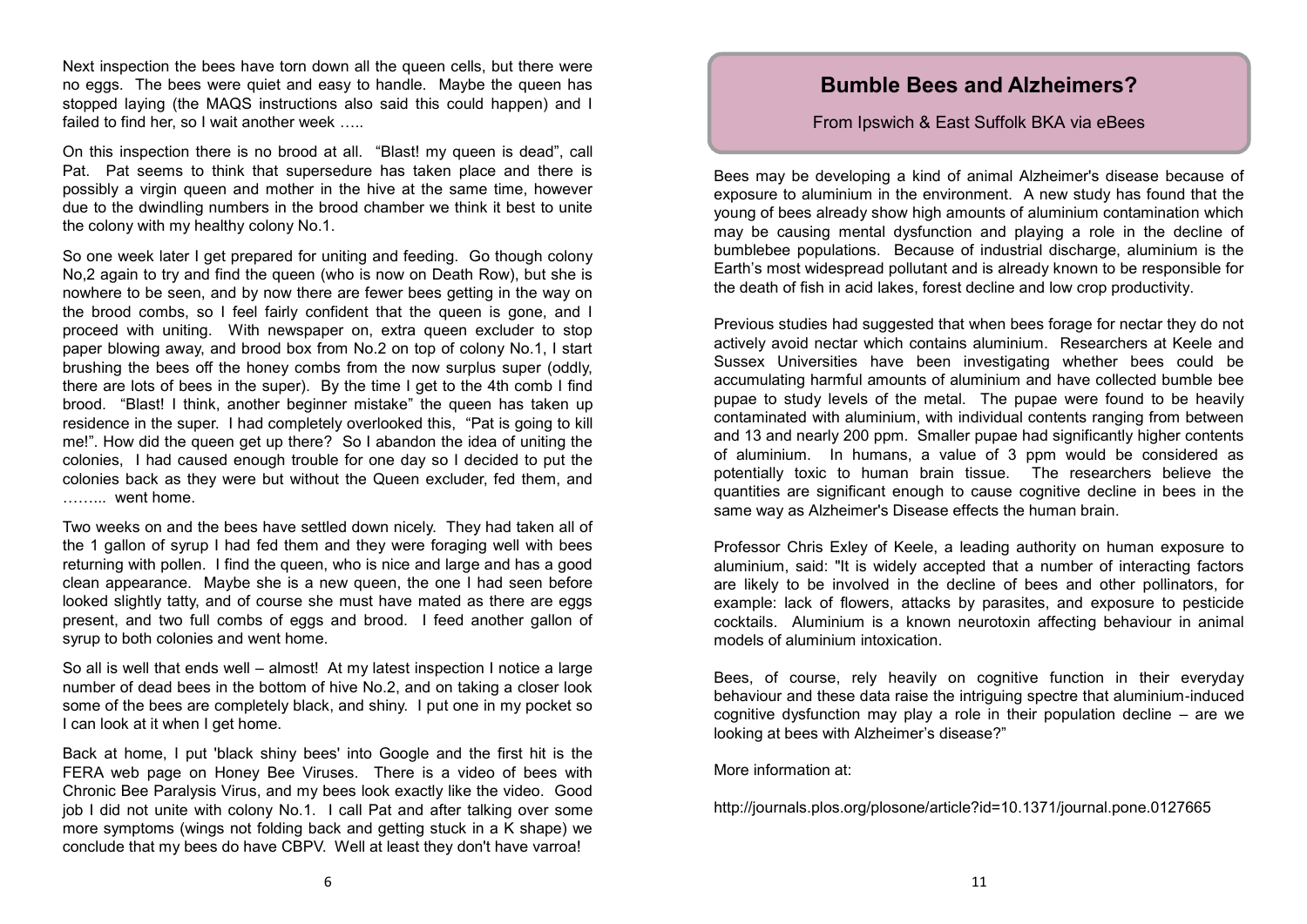Next inspection the bees have torn down all the queen cells, but there were no eggs. The bees were quiet and easy to handle. Maybe the queen has stopped laying (the MAQS instructions also said this could happen) and I failed to find her, so I wait another week …..

On this inspection there is no brood at all. "Blast! my queen is dead", call Pat. Pat seems to think that supersedure has taken place and there is possibly a virgin queen and mother in the hive at the same time, however due to the dwindling numbers in the brood chamber we think it best to unite the colony with my healthy colony No.1.

So one week later I get prepared for uniting and feeding. Go though colony No,2 again to try and find the queen (who is now on Death Row), but she is nowhere to be seen, and by now there are fewer bees getting in the way on the brood combs, so I feel fairly confident that the queen is gone, and I proceed with uniting. With newspaper on, extra queen excluder to stop paper blowing away, and brood box from No.2 on top of colony No.1, I start brushing the bees off the honey combs from the now surplus super (oddly, there are lots of bees in the super). By the time I get to the 4th comb I find brood. "Blast! I think, another beginner mistake" the queen has taken up residence in the super. I had completely overlooked this, "Pat is going to kill me!". How did the queen get up there? So I abandon the idea of uniting the colonies, I had caused enough trouble for one day so I decided to put the colonies back as they were but without the Queen excluder, fed them, and ……... went home.

Two weeks on and the bees have settled down nicely. They had taken all of the 1 gallon of syrup I had fed them and they were foraging well with bees returning with pollen. I find the queen, who is nice and large and has a good clean appearance. Maybe she is a new queen, the one I had seen before looked slightly tatty, and of course she must have mated as there are eggs present, and two full combs of eggs and brood. I feed another gallon of syrup to both colonies and went home.

So all is well that ends well – almost! At my latest inspection I notice a large number of dead bees in the bottom of hive No.2, and on taking a closer look some of the bees are completely black, and shiny. I put one in my pocket so I can look at it when I get home.

Back at home, I put 'black shiny bees' into Google and the first hit is the FERA web page on Honey Bee Viruses. There is a video of bees with Chronic Bee Paralysis Virus, and my bees look exactly like the video. Good job I did not unite with colony No.1. I call Pat and after talking over some more symptoms (wings not folding back and getting stuck in a K shape) we conclude that my bees do have CBPV. Well at least they don't have varroa!

## Bumble Bees and Alzheimers?

From Ipswich & East Suffolk BKA via eBees

Bees may be developing a kind of animal Alzheimer's disease because of exposure to aluminium in the environment. A new study has found that the young of bees already show high amounts of aluminium contamination which may be causing mental dysfunction and playing a role in the decline of bumblebee populations. Because of industrial discharge, aluminium is the Earth's most widespread pollutant and is already known to be responsible for the death of fish in acid lakes, forest decline and low crop productivity.

Previous studies had suggested that when bees forage for nectar they do not actively avoid nectar which contains aluminium. Researchers at Keele and Sussex Universities have been investigating whether bees could be accumulating harmful amounts of aluminium and have collected bumble bee pupae to study levels of the metal. The pupae were found to be heavily contaminated with aluminium, with individual contents ranging from between and 13 and nearly 200 ppm. Smaller pupae had significantly higher contents of aluminium. In humans, a value of 3 ppm would be considered as potentially toxic to human brain tissue. The researchers believe the quantities are significant enough to cause cognitive decline in bees in the same way as Alzheimer's Disease effects the human brain.

Professor Chris Exley of Keele, a leading authority on human exposure to aluminium, said: "It is widely accepted that a number of interacting factors are likely to be involved in the decline of bees and other pollinators, for example: lack of flowers, attacks by parasites, and exposure to pesticide cocktails. Aluminium is a known neurotoxin affecting behaviour in animal models of aluminium intoxication.

Bees, of course, rely heavily on cognitive function in their everyday behaviour and these data raise the intriguing spectre that aluminium-induced cognitive dysfunction may play a role in their population decline – are we looking at bees with Alzheimer's disease?"

More information at:

http://journals.plos.org/plosone/article?id=10.1371/journal.pone.0127665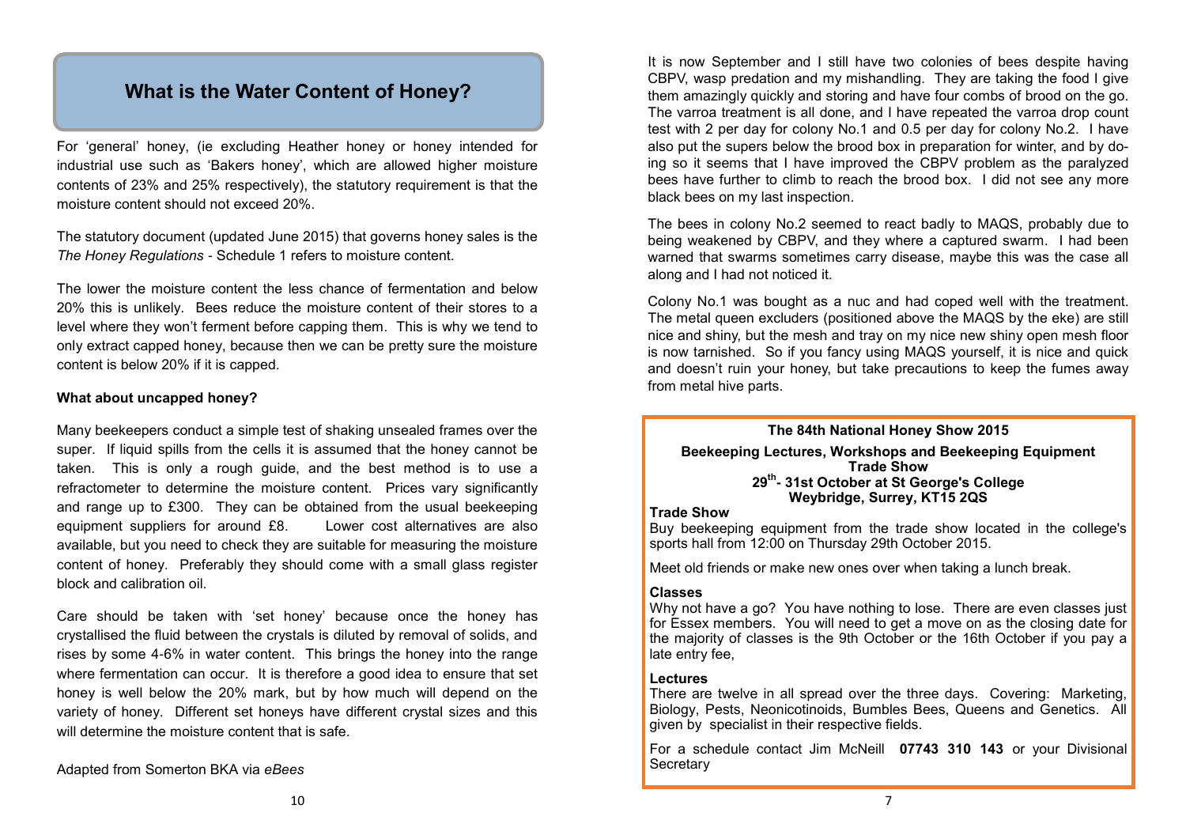## What is the Water Content of Honey?

For 'general' honey, (ie excluding Heather honey or honey intended for industrial use such as 'Bakers honey', which are allowed higher moisture contents of 23% and 25% respectively), the statutory requirement is that the moisture content should not exceed 20%.

The statutory document (updated June 2015) that governs honey sales is the *The Honey Regulations* - Schedule 1 refers to moisture content.

The lower the moisture content the less chance of fermentation and below 20% this is unlikely. Bees reduce the moisture content of their stores to a level where they won't ferment before capping them. This is why we tend to only extract capped honey, because then we can be pretty sure the moisture content is below 20% if it is capped.

**What about uncapped honey?**

Many beekeepers conduct a simple test of shaking unsealed frames over the super. If liquid spills from the cells it is assumed that the honey cannot be taken. This is only a rough guide, and the best method is to use a refractometer to determine the moisture content. Prices vary significantly and range up to £300. They can be obtained from the usual beekeeping equipment suppliers for around £8. Lower cost alternatives are also available, but you need to check they are suitable for measuring the moisture content of honey. Preferably they should come with a small glass register block and calibration oil.

Care should be taken with 'set honey' because once the honey has crystallised the fluid between the crystals is diluted by removal of solids, and rises by some 4-6% in water content. This brings the honey into the range where fermentation can occur. It is therefore a good idea to ensure that set honey is well below the 20% mark, but by how much will depend on the variety of honey. Different set honeys have different crystal sizes and this will determine the moisture content that is safe.

Adapted from Somerton BKA via *eBees*

It is now September and I still have two colonies of bees despite having CBPV, wasp predation and my mishandling. They are taking the food I give them amazingly quickly and storing and have four combs of brood on the go. The varroa treatment is all done, and I have repeated the varroa drop count test with 2 per day for colony No.1 and 0.5 per day for colony No.2. I have also put the supers below the brood box in preparation for winter, and by doing so it seems that I have improved the CBPV problem as the paralyzed bees have further to climb to reach the brood box. I did not see any more black bees on my last inspection.

The bees in colony No.2 seemed to react badly to MAQS, probably due to being weakened by CBPV, and they where a captured swarm. I had been warned that swarms sometimes carry disease, maybe this was the case all along and I had not noticed it.

Colony No.1 was bought as a nuc and had coped well with the treatment. The metal queen excluders (positioned above the MAQS by the eke) are still nice and shiny, but the mesh and tray on my nice new shiny open mesh floor is now tarnished. So if you fancy using MAQS yourself, it is nice and quick and doesn't ruin your honey, but take precautions to keep the fumes away from metal hive parts.

**The 84th National Honey Show 2015**

**Beekeeping Lectures, Workshops and Beekeeping Equipment Trade Show**
**29th- 31st October at St George's College Weybridge, Surrey, KT15 2QS**

**Trade Show**
Buy beekeeping equipment from the trade show located in the college's sports hall from 12:00 on Thursday 29th October 2015.

Meet old friends or make new ones over when taking a lunch break.

**Classes**
Why not have a go? You have nothing to lose. There are even classes just for Essex members. You will need to get a move on as the closing date for the majority of classes is the 9th October or the 16th October if you pay a late entry fee,

**Lectures**
There are twelve in all spread over the three days. Covering: Marketing, Biology, Pests, Neonicotinoids, Bumbles Bees, Queens and Genetics. All given by specialist in their respective fields.

For a schedule contact Jim McNeill **07743 310 143** or your Divisional Secretary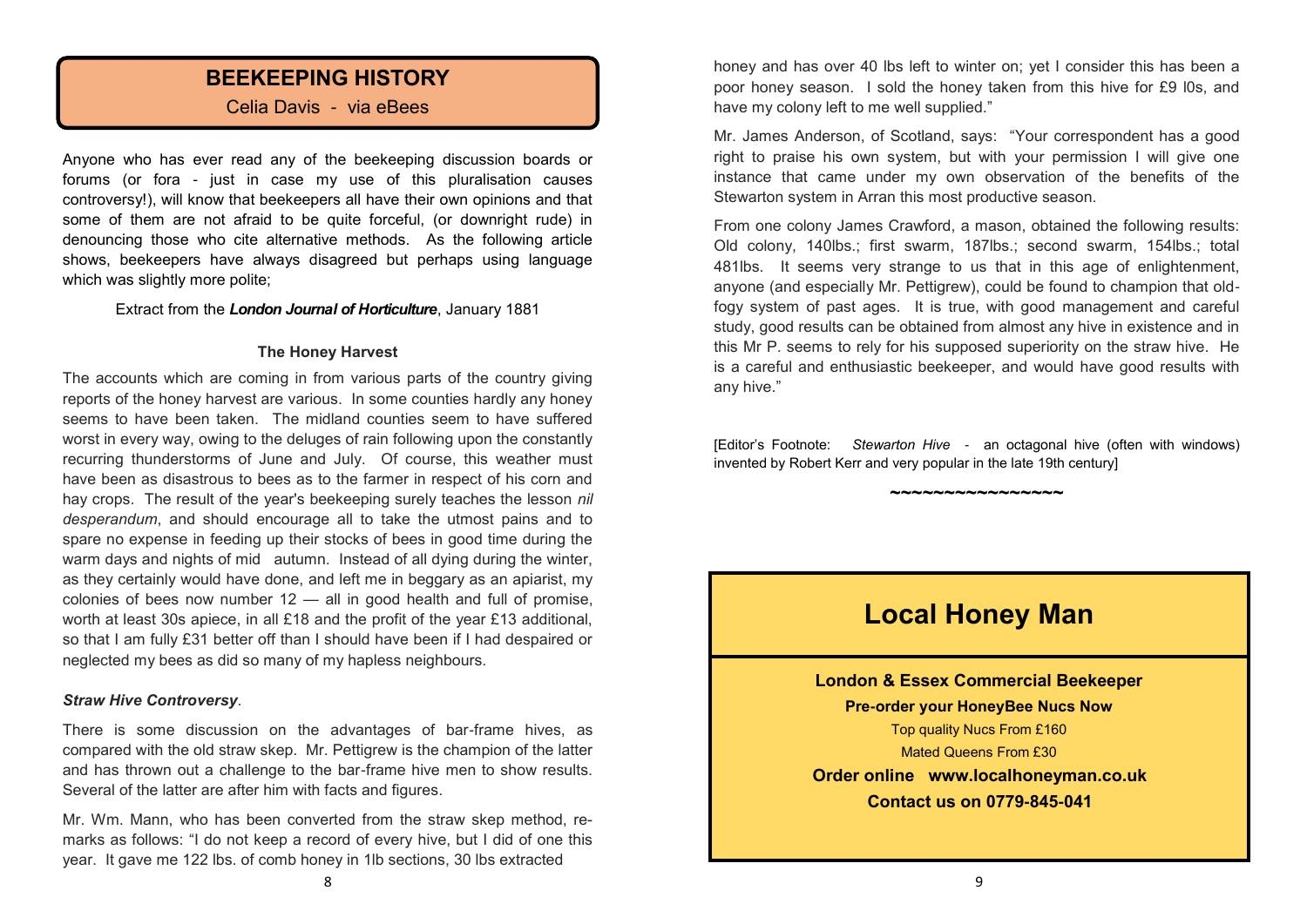## BEEKEEPING HISTORY

Celia Davis - via eBees

Anyone who has ever read any of the beekeeping discussion boards or forums (or fora - just in case my use of this pluralisation causes controversy!), will know that beekeepers all have their own opinions and that some of them are not afraid to be quite forceful, (or downright rude) in denouncing those who cite alternative methods. As the following article shows, beekeepers have always disagreed but perhaps using language which was slightly more polite;

Extract from the ***London Journal of Horticulture***, January 1881

**The Honey Harvest**

The accounts which are coming in from various parts of the country giving reports of the honey harvest are various. In some counties hardly any honey seems to have been taken. The midland counties seem to have suffered worst in every way, owing to the deluges of rain following upon the constantly recurring thunderstorms of June and July. Of course, this weather must have been as disastrous to bees as to the farmer in respect of his corn and hay crops. The result of the year's beekeeping surely teaches the lesson *nil desperandum*, and should encourage all to take the utmost pains and to spare no expense in feeding up their stocks of bees in good time during the warm days and nights of mid autumn. Instead of all dying during the winter, as they certainly would have done, and left me in beggary as an apiarist, my colonies of bees now number 12 — all in good health and full of promise, worth at least 30s apiece, in all £18 and the profit of the year £13 additional, so that I am fully £31 better off than I should have been if I had despaired or neglected my bees as did so many of my hapless neighbours.

***Straw Hive Controversy***.

There is some discussion on the advantages of bar-frame hives, as compared with the old straw skep. Mr. Pettigrew is the champion of the latter and has thrown out a challenge to the bar-frame hive men to show results. Several of the latter are after him with facts and figures.

Mr. Wm. Mann, who has been converted from the straw skep method, remarks as follows: "I do not keep a record of every hive, but I did of one this year. It gave me 122 lbs. of comb honey in 1lb sections, 30 lbs extracted honey and has over 40 lbs left to winter on; yet I consider this has been a poor honey season. I sold the honey taken from this hive for £9 l0s, and have my colony left to me well supplied."

Mr. James Anderson, of Scotland, says: "Your correspondent has a good right to praise his own system, but with your permission I will give one instance that came under my own observation of the benefits of the Stewarton system in Arran this most productive season.

From one colony James Crawford, a mason, obtained the following results: Old colony, 140lbs.; first swarm, 187lbs.; second swarm, 154lbs.; total 481lbs. It seems very strange to us that in this age of enlightenment, anyone (and especially Mr. Pettigrew), could be found to champion that old-fogy system of past ages. It is true, with good management and careful study, good results can be obtained from almost any hive in existence and in this Mr P. seems to rely for his supposed superiority on the straw hive. He is a careful and enthusiastic beekeeper, and would have good results with any hive."

[Editor's Footnote: *Stewarton Hive* - an octagonal hive (often with windows) invented by Robert Kerr and very popular in the late 19th century]

~~~~~~~~~~~~~~~~

## Local Honey Man

**London & Essex Commercial Beekeeper**

**Pre-order your HoneyBee Nucs Now**

Top quality Nucs From £160

Mated Queens From £30

**Order online www.localhoneyman.co.uk**

**Contact us on 0779-845-041**